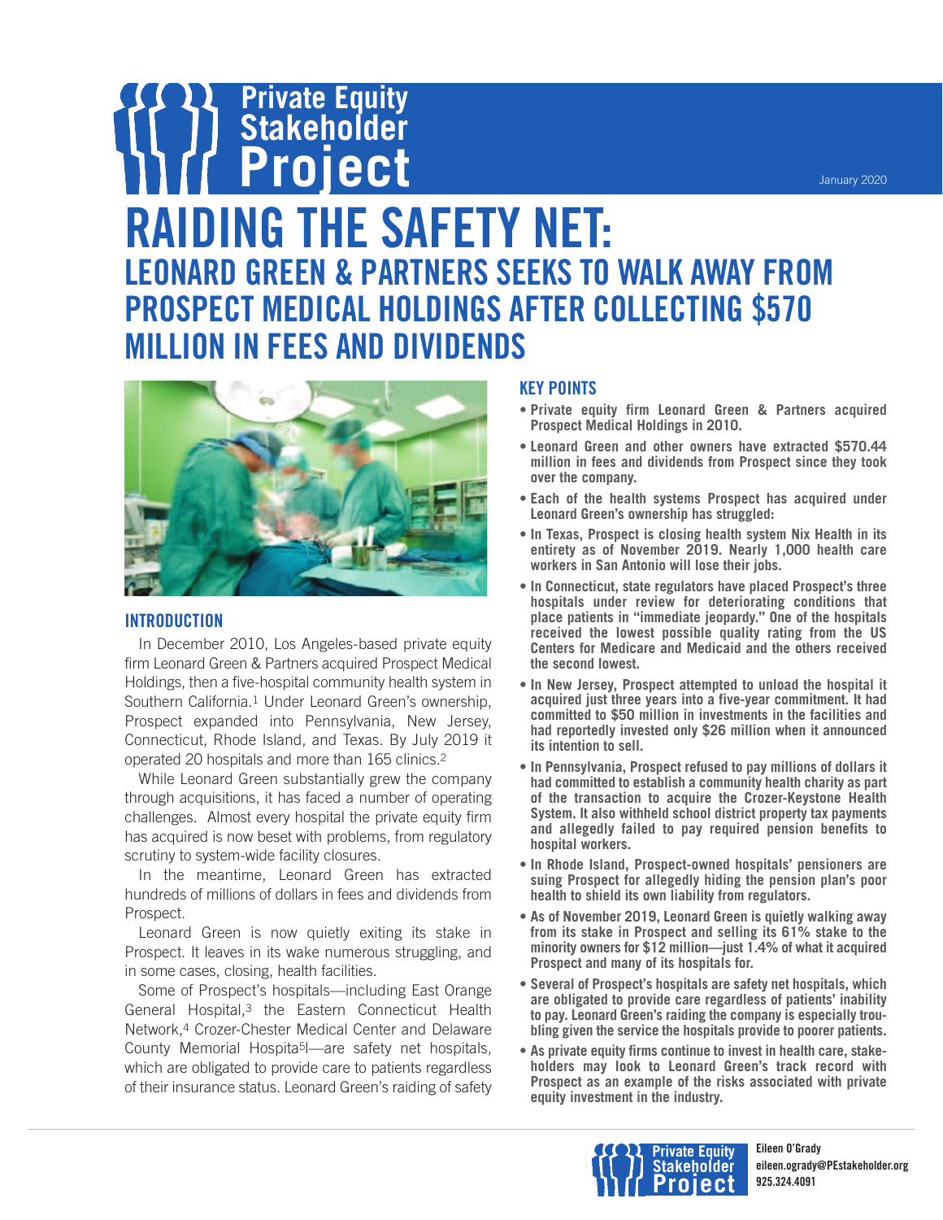Private Equity Stakeholder Project

January 2020

# RAIDING THE SAFETY NET:

## LEONARD GREEN & PARTNERS SEEKS TO WALK AWAY FROM PROSPECT MEDICAL HOLDINGS AFTER COLLECTING $570 MILLION IN FEES AND DIVIDENDS

### INTRODUCTION

In December 2010, Los Angeles-based private equity firm Leonard Green & Partners acquired Prospect Medical Holdings, then a five-hospital community health system in Southern California.[1] Under Leonard Green's ownership, Prospect expanded into Pennsylvania, New Jersey, Connecticut, Rhode Island, and Texas. By July 2019 it operated 20 hospitals and more than 165 clinics.[2]

While Leonard Green substantially grew the company through acquisitions, it has faced a number of operating challenges. Almost every hospital the private equity firm has acquired is now beset with problems, from regulatory scrutiny to system-wide facility closures.

In the meantime, Leonard Green has extracted hundreds of millions of dollars in fees and dividends from Prospect.

Leonard Green is now quietly exiting its stake in Prospect. It leaves in its wake numerous struggling, and in some cases, closing, health facilities.

Some of Prospect's hospitals—including East Orange General Hospital,[3] the Eastern Connecticut Health Network,[4] Crozer-Chester Medical Center and Delaware County Memorial Hospita[5]l—are safety net hospitals, which are obligated to provide care to patients regardless of their insurance status. Leonard Green's raiding of safety

### KEY POINTS

- **Private equity firm Leonard Green & Partners acquired Prospect Medical Holdings in 2010.**
- **Leonard Green and other owners have extracted $570.44 million in fees and dividends from Prospect since they took over the company.**
- **Each of the health systems Prospect has acquired under Leonard Green's ownership has struggled:**
- **In Texas, Prospect is closing health system Nix Health in its entirety as of November 2019. Nearly 1,000 health care workers in San Antonio will lose their jobs.**
- **In Connecticut, state regulators have placed Prospect's three hospitals under review for deteriorating conditions that place patients in "immediate jeopardy." One of the hospitals received the lowest possible quality rating from the US Centers for Medicare and Medicaid and the others received the second lowest.**
- **In New Jersey, Prospect attempted to unload the hospital it acquired just three years into a five-year commitment. It had committed to $50 million in investments in the facilities and had reportedly invested only $26 million when it announced its intention to sell.**
- **In Pennsylvania, Prospect refused to pay millions of dollars it had committed to establish a community health charity as part of the transaction to acquire the Crozer-Keystone Health System. It also withheld school district property tax payments and allegedly failed to pay required pension benefits to hospital workers.**
- **In Rhode Island, Prospect-owned hospitals' pensioners are suing Prospect for allegedly hiding the pension plan's poor health to shield its own liability from regulators.**
- **As of November 2019, Leonard Green is quietly walking away from its stake in Prospect and selling its 61% stake to the minority owners for $12 million—just 1.4% of what it acquired Prospect and many of its hospitals for.**
- **Several of Prospect's hospitals are safety net hospitals, which are obligated to provide care regardless of patients' inability to pay. Leonard Green's raiding the company is especially troubling given the service the hospitals provide to poorer patients.**
- **As private equity firms continue to invest in health care, stakeholders may look to Leonard Green's track record with Prospect as an example of the risks associated with private equity investment in the industry.**

Eileen O'Grady
eileen.ogrady@PEstakeholder.org
925.324.4091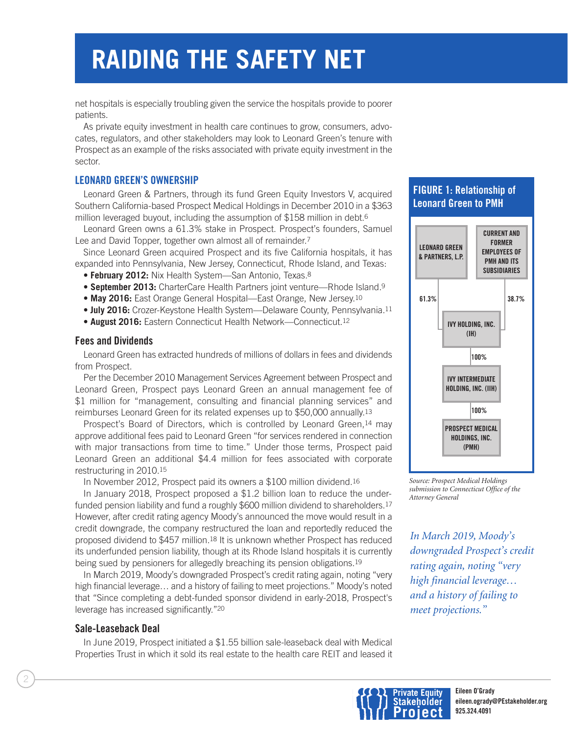net hospitals is especially troubling given the service the hospitals provide to poorer patients.

As private equity investment in health care continues to grow, consumers, advocates, regulators, and other stakeholders may look to Leonard Green's tenure with Prospect as an example of the risks associated with private equity investment in the sector.

## LEONARD GREEN'S OWNERSHIP

Leonard Green & Partners, through its fund Green Equity Investors V, acquired Southern California-based Prospect Medical Holdings in December 2010 in a $363 million leveraged buyout, including the assumption of $158 million in debt.[6]

Leonard Green owns a 61.3% stake in Prospect. Prospect's founders, Samuel Lee and David Topper, together own almost all of remainder.[7]

Since Leonard Green acquired Prospect and its five California hospitals, it has expanded into Pennsylvania, New Jersey, Connecticut, Rhode Island, and Texas:

- **February 2012:** Nix Health System—San Antonio, Texas.[8]
- **September 2013:** CharterCare Health Partners joint venture—Rhode Island.[9]
- **May 2016:** East Orange General Hospital—East Orange, New Jersey.[10]
- **July 2016:** Crozer-Keystone Health System—Delaware County, Pennsylvania.[11]
- **August 2016:** Eastern Connecticut Health Network—Connecticut.[12]

### Fees and Dividends

Leonard Green has extracted hundreds of millions of dollars in fees and dividends from Prospect.

Per the December 2010 Management Services Agreement between Prospect and Leonard Green, Prospect pays Leonard Green an annual management fee of $1 million for "management, consulting and financial planning services" and reimburses Leonard Green for its related expenses up to $50,000 annually.[13]

Prospect's Board of Directors, which is controlled by Leonard Green,[14] may approve additional fees paid to Leonard Green "for services rendered in connection with major transactions from time to time." Under those terms, Prospect paid Leonard Green an additional $4.4 million for fees associated with corporate restructuring in 2010.[15]

In November 2012, Prospect paid its owners a $100 million dividend.[16]

In January 2018, Prospect proposed a $1.2 billion loan to reduce the underfunded pension liability and fund a roughly $600 million dividend to shareholders.[17] However, after credit rating agency Moody's announced the move would result in a credit downgrade, the company restructured the loan and reportedly reduced the proposed dividend to $457 million.[18] It is unknown whether Prospect has reduced its underfunded pension liability, though at its Rhode Island hospitals it is currently being sued by pensioners for allegedly breaching its pension obligations.[19]

In March 2019, Moody's downgraded Prospect's credit rating again, noting "very high financial leverage… and a history of failing to meet projections." Moody's noted that "Since completing a debt-funded sponsor dividend in early-2018, Prospect's leverage has increased significantly."[20]

### Sale-Leaseback Deal

In June 2019, Prospect initiated a $1.55 billion sale-leaseback deal with Medical Properties Trust in which it sold its real estate to the health care REIT and leased it

**FIGURE 1: Relationship of Leonard Green to PMH**

- LEONARD GREEN & PARTNERS, L.P. — 61.3% → IVY HOLDING, INC. (IH)
- CURRENT AND FORMER EMPLOYEES OF PMH AND ITS SUBSIDIARIES — 38.7% → IVY HOLDING, INC. (IH)
- IVY HOLDING, INC. (IH) — 100% → IVY INTERMEDIATE HOLDING, INC. (IIH)
- IVY INTERMEDIATE HOLDING, INC. (IIH) — 100% → PROSPECT MEDICAL HOLDINGS, INC. (PMH)

*Source: Prospect Medical Holdings submission to Connecticut Office of the Attorney General*

*In March 2019, Moody's downgraded Prospect's credit rating again, noting "very high financial leverage… and a history of failing to meet projections."*

Private Equity Stakeholder Project
Eileen O'Grady
eileen.ogrady@PEstakeholder.org
925.324.4091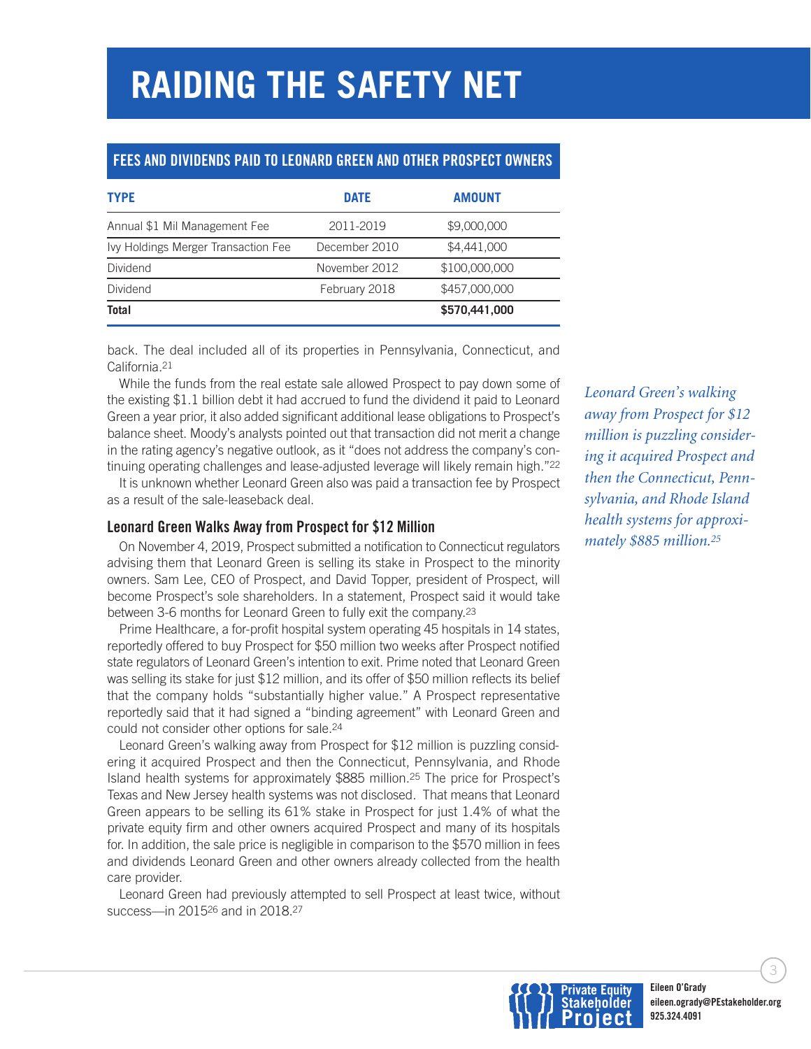# RAIDING THE SAFETY NET

## FEES AND DIVIDENDS PAID TO LEONARD GREEN AND OTHER PROSPECT OWNERS

| TYPE | DATE | AMOUNT |
|---|---|---|
| Annual $1 Mil Management Fee | 2011-2019 | $9,000,000 |
| Ivy Holdings Merger Transaction Fee | December 2010 | $4,441,000 |
| Dividend | November 2012 | $100,000,000 |
| Dividend | February 2018 | $457,000,000 |
| **Total** | | **$570,441,000** |

back. The deal included all of its properties in Pennsylvania, Connecticut, and California.[21]

While the funds from the real estate sale allowed Prospect to pay down some of the existing $1.1 billion debt it had accrued to fund the dividend it paid to Leonard Green a year prior, it also added significant additional lease obligations to Prospect's balance sheet. Moody's analysts pointed out that transaction did not merit a change in the rating agency's negative outlook, as it "does not address the company's continuing operating challenges and lease-adjusted leverage will likely remain high."[22]

It is unknown whether Leonard Green also was paid a transaction fee by Prospect as a result of the sale-leaseback deal.

### Leonard Green Walks Away from Prospect for $12 Million

On November 4, 2019, Prospect submitted a notification to Connecticut regulators advising them that Leonard Green is selling its stake in Prospect to the minority owners. Sam Lee, CEO of Prospect, and David Topper, president of Prospect, will become Prospect's sole shareholders. In a statement, Prospect said it would take between 3-6 months for Leonard Green to fully exit the company.[23]

Prime Healthcare, a for-profit hospital system operating 45 hospitals in 14 states, reportedly offered to buy Prospect for $50 million two weeks after Prospect notified state regulators of Leonard Green's intention to exit. Prime noted that Leonard Green was selling its stake for just $12 million, and its offer of $50 million reflects its belief that the company holds "substantially higher value." A Prospect representative reportedly said that it had signed a "binding agreement" with Leonard Green and could not consider other options for sale.[24]

Leonard Green's walking away from Prospect for $12 million is puzzling considering it acquired Prospect and then the Connecticut, Pennsylvania, and Rhode Island health systems for approximately $885 million.[25] The price for Prospect's Texas and New Jersey health systems was not disclosed. That means that Leonard Green appears to be selling its 61% stake in Prospect for just 1.4% of what the private equity firm and other owners acquired Prospect and many of its hospitals for. In addition, the sale price is negligible in comparison to the $570 million in fees and dividends Leonard Green and other owners already collected from the health care provider.

Leonard Green had previously attempted to sell Prospect at least twice, without success—in 2015[26] and in 2018.[27]

*Leonard Green's walking away from Prospect for $12 million is puzzling considering it acquired Prospect and then the Connecticut, Pennsylvania, and Rhode Island health systems for approximately $885 million.[25]*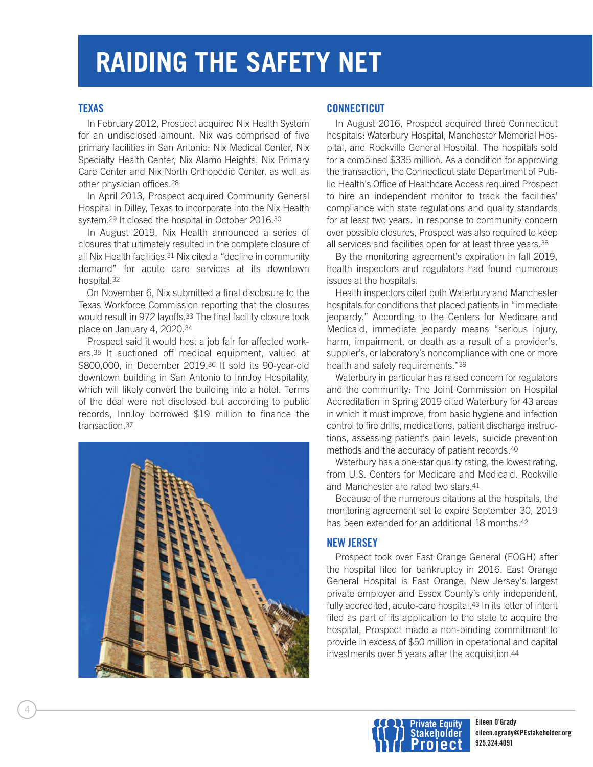# RAIDING THE SAFETY NET

## TEXAS

In February 2012, Prospect acquired Nix Health System for an undisclosed amount. Nix was comprised of five primary facilities in San Antonio: Nix Medical Center, Nix Specialty Health Center, Nix Alamo Heights, Nix Primary Care Center and Nix North Orthopedic Center, as well as other physician offices.[28]

In April 2013, Prospect acquired Community General Hospital in Dilley, Texas to incorporate into the Nix Health system.[29] It closed the hospital in October 2016.[30]

In August 2019, Nix Health announced a series of closures that ultimately resulted in the complete closure of all Nix Health facilities.[31] Nix cited a "decline in community demand" for acute care services at its downtown hospital.[32]

On November 6, Nix submitted a final disclosure to the Texas Workforce Commission reporting that the closures would result in 972 layoffs.[33] The final facility closure took place on January 4, 2020.[34]

Prospect said it would host a job fair for affected workers.[35] It auctioned off medical equipment, valued at $800,000, in December 2019.[36] It sold its 90-year-old downtown building in San Antonio to InnJoy Hospitality, which will likely convert the building into a hotel. Terms of the deal were not disclosed but according to public records, InnJoy borrowed $19 million to finance the transaction.[37]

## CONNECTICUT

In August 2016, Prospect acquired three Connecticut hospitals: Waterbury Hospital, Manchester Memorial Hospital, and Rockville General Hospital. The hospitals sold for a combined $335 million. As a condition for approving the transaction, the Connecticut state Department of Public Health's Office of Healthcare Access required Prospect to hire an independent monitor to track the facilities' compliance with state regulations and quality standards for at least two years. In response to community concern over possible closures, Prospect was also required to keep all services and facilities open for at least three years.[38]

By the monitoring agreement's expiration in fall 2019, health inspectors and regulators had found numerous issues at the hospitals.

Health inspectors cited both Waterbury and Manchester hospitals for conditions that placed patients in "immediate jeopardy." According to the Centers for Medicare and Medicaid, immediate jeopardy means "serious injury, harm, impairment, or death as a result of a provider's, supplier's, or laboratory's noncompliance with one or more health and safety requirements."[39]

Waterbury in particular has raised concern for regulators and the community: The Joint Commission on Hospital Accreditation in Spring 2019 cited Waterbury for 43 areas in which it must improve, from basic hygiene and infection control to fire drills, medications, patient discharge instructions, assessing patient's pain levels, suicide prevention methods and the accuracy of patient records.[40]

Waterbury has a one-star quality rating, the lowest rating, from U.S. Centers for Medicare and Medicaid. Rockville and Manchester are rated two stars.[41]

Because of the numerous citations at the hospitals, the monitoring agreement set to expire September 30, 2019 has been extended for an additional 18 months.[42]

## NEW JERSEY

Prospect took over East Orange General (EOGH) after the hospital filed for bankruptcy in 2016. East Orange General Hospital is East Orange, New Jersey's largest private employer and Essex County's only independent, fully accredited, acute-care hospital.[43] In its letter of intent filed as part of its application to the state to acquire the hospital, Prospect made a non-binding commitment to provide in excess of $50 million in operational and capital investments over 5 years after the acquisition.[44]

Private Equity Stakeholder Project
Eileen O'Grady
eileen.ogrady@PEstakeholder.org
925.324.4091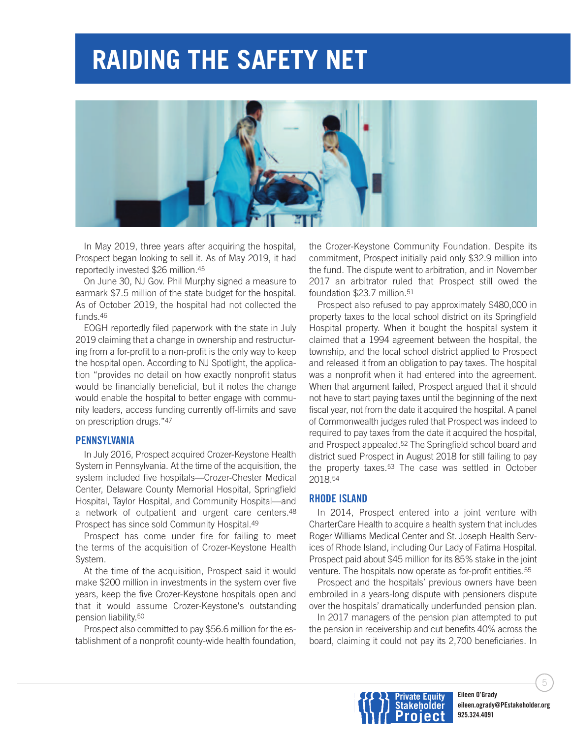# RAIDING THE SAFETY NET

In May 2019, three years after acquiring the hospital, Prospect began looking to sell it. As of May 2019, it had reportedly invested $26 million.[45]

On June 30, NJ Gov. Phil Murphy signed a measure to earmark $7.5 million of the state budget for the hospital. As of October 2019, the hospital had not collected the funds.[46]

EOGH reportedly filed paperwork with the state in July 2019 claiming that a change in ownership and restructuring from a for-profit to a non-profit is the only way to keep the hospital open. According to NJ Spotlight, the application "provides no detail on how exactly nonprofit status would be financially beneficial, but it notes the change would enable the hospital to better engage with community leaders, access funding currently off-limits and save on prescription drugs."[47]

## PENNSYLVANIA

In July 2016, Prospect acquired Crozer-Keystone Health System in Pennsylvania. At the time of the acquisition, the system included five hospitals—Crozer-Chester Medical Center, Delaware County Memorial Hospital, Springfield Hospital, Taylor Hospital, and Community Hospital—and a network of outpatient and urgent care centers.[48] Prospect has since sold Community Hospital.[49]

Prospect has come under fire for failing to meet the terms of the acquisition of Crozer-Keystone Health System.

At the time of the acquisition, Prospect said it would make $200 million in investments in the system over five years, keep the five Crozer-Keystone hospitals open and that it would assume Crozer-Keystone's outstanding pension liability.[50]

Prospect also committed to pay $56.6 million for the establishment of a nonprofit county-wide health foundation, the Crozer-Keystone Community Foundation. Despite its commitment, Prospect initially paid only $32.9 million into the fund. The dispute went to arbitration, and in November 2017 an arbitrator ruled that Prospect still owed the foundation $23.7 million.[51]

Prospect also refused to pay approximately $480,000 in property taxes to the local school district on its Springfield Hospital property. When it bought the hospital system it claimed that a 1994 agreement between the hospital, the township, and the local school district applied to Prospect and released it from an obligation to pay taxes. The hospital was a nonprofit when it had entered into the agreement. When that argument failed, Prospect argued that it should not have to start paying taxes until the beginning of the next fiscal year, not from the date it acquired the hospital. A panel of Commonwealth judges ruled that Prospect was indeed to required to pay taxes from the date it acquired the hospital, and Prospect appealed.[52] The Springfield school board and district sued Prospect in August 2018 for still failing to pay the property taxes.[53] The case was settled in October 2018.[54]

## RHODE ISLAND

In 2014, Prospect entered into a joint venture with CharterCare Health to acquire a health system that includes Roger Williams Medical Center and St. Joseph Health Services of Rhode Island, including Our Lady of Fatima Hospital. Prospect paid about $45 million for its 85% stake in the joint venture. The hospitals now operate as for-profit entities.[55]

Prospect and the hospitals' previous owners have been embroiled in a years-long dispute with pensioners dispute over the hospitals' dramatically underfunded pension plan.

In 2017 managers of the pension plan attempted to put the pension in receivership and cut benefits 40% across the board, claiming it could not pay its 2,700 beneficiaries. In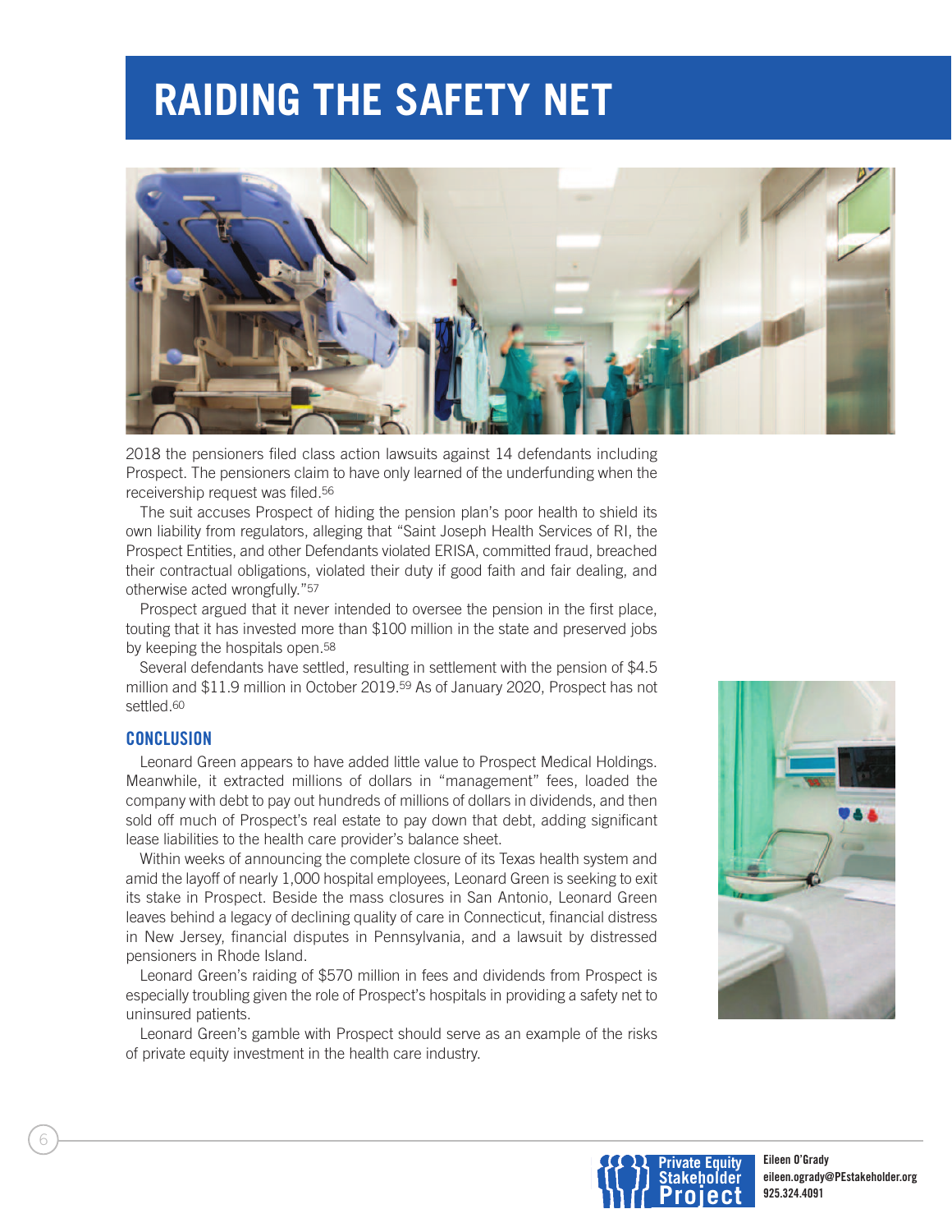2018 the pensioners filed class action lawsuits against 14 defendants including Prospect. The pensioners claim to have only learned of the underfunding when the receivership request was filed.[56]

The suit accuses Prospect of hiding the pension plan's poor health to shield its own liability from regulators, alleging that "Saint Joseph Health Services of RI, the Prospect Entities, and other Defendants violated ERISA, committed fraud, breached their contractual obligations, violated their duty if good faith and fair dealing, and otherwise acted wrongfully."[57]

Prospect argued that it never intended to oversee the pension in the first place, touting that it has invested more than $100 million in the state and preserved jobs by keeping the hospitals open.[58]

Several defendants have settled, resulting in settlement with the pension of $4.5 million and $11.9 million in October 2019.[59] As of January 2020, Prospect has not settled.[60]

### CONCLUSION

Leonard Green appears to have added little value to Prospect Medical Holdings. Meanwhile, it extracted millions of dollars in "management" fees, loaded the company with debt to pay out hundreds of millions of dollars in dividends, and then sold off much of Prospect's real estate to pay down that debt, adding significant lease liabilities to the health care provider's balance sheet.

Within weeks of announcing the complete closure of its Texas health system and amid the layoff of nearly 1,000 hospital employees, Leonard Green is seeking to exit its stake in Prospect. Beside the mass closures in San Antonio, Leonard Green leaves behind a legacy of declining quality of care in Connecticut, financial distress in New Jersey, financial disputes in Pennsylvania, and a lawsuit by distressed pensioners in Rhode Island.

Leonard Green's raiding of $570 million in fees and dividends from Prospect is especially troubling given the role of Prospect's hospitals in providing a safety net to uninsured patients.

Leonard Green's gamble with Prospect should serve as an example of the risks of private equity investment in the health care industry.

Private Equity Stakeholder Project

Eileen O'Grady
eileen.ogrady@PEstakeholder.org
925.324.4091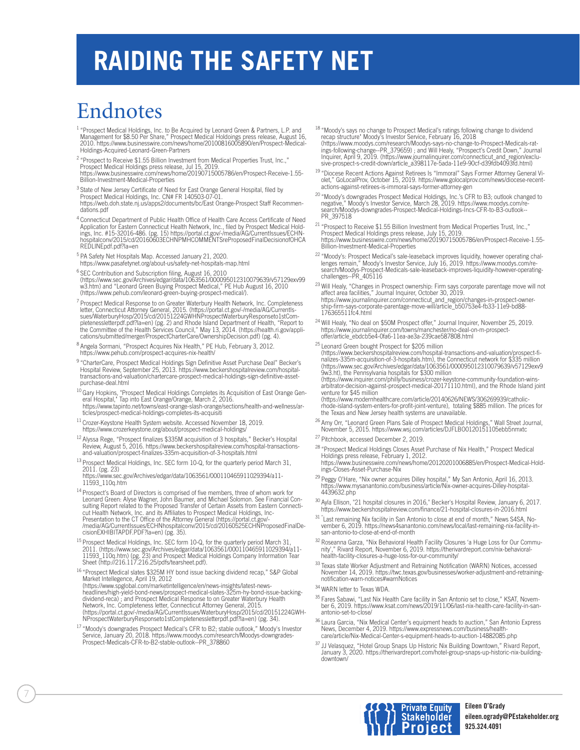# RAIDING THE SAFETY NET

## Endnotes

[1] "Prospect Medical Holdings, Inc. to Be Acquired by Leonard Green & Partners, L.P. and Management for $8.50 Per Share," Prospect Medical Holdoings press release, August 16, 2010. https://www.businesswire.com/news/home/20100816005890/en/Prospect-Medical-Holdings-Acquired-Leonard-Green-Partners

[2] "Prospect to Receive $1.55 Billion Investment from Medical Properties Trust, Inc.," Prospect Medical Holdings press release, Jul 15, 2019. https://www.businesswire.com/news/home/20190715005786/en/Prospect-Receive-1.55-Billion-Investment-Medical-Properties

[3] State of New Jersey Certificate of Need for East Orange General Hospital, filed by Prospect Medical Holdings, Inc. CN# FR 140503-07-01. https://web.doh.state.nj.us/apps2/documents/bc/East Orange-Prospect Staff Recommendations.pdf

[4] Connecticut Department of Public Health Office of Health Care Access Certificate of Need Application for Eastern Connecticut Health Network, Inc., filed by Prospect Medical Holdings, Inc. #15-32016-486. (pg. 15) https://portal.ct.gov/-/media/AG/CurrentIssues/ECHNhospitalconv/2015/cd/20160603ECHNPMHCOMMENTSreProposedFinalDecisionofOHCAREDLINEpdf.pdf?la=en

[5] PA Safety Net Hospitals Map. Accessed January 21, 2020. https://www.pasafetynet.org/about-us/safety-net-hospitals-map.html

[6] SEC Contribution and Subscription filing, August 16, 2010 (https://www.sec.gov/Archives/edgar/data/1063561/000095012310079639/v57129exv99w3.htm) and "Leonard Green Buying Prospect Medical," PE Hub August 16, 2010 (https://www.pehub.com/leonard-green-buying-prospect-medical/).

[7] Prospect Medical Response to on Greater Waterbury Health Network, Inc. Completeness letter, Connecticut Attorney General, 2015. (https://portal.ct.gov/-/media/AG/CurrentIssues/WaterburyHosp/2015/cd/20151224GWHNProspectWaterburyResponseto1stCompletenessletterpdf.pdf?la=en) (pg. 2) and Rhode Island Department of Health, "Report to the Committee of the Health Services Council," May 13, 2014. (https://health.ri.gov/applications/submitted/merger/ProspectCharterCare/OwnershipDecision.pdf) (pg. 4).

[8] Angela Sormani, "Prospect Acquires Nix Health," PE Hub, February 3, 2012. https://www.pehub.com/prospect-acquires-nix-health/

[9] "CharterCare, Prospect Medical Holdings Sign Definitive Asset Purchase Deal" Becker's Hospital Review, September 25, 2013. https://www.beckershospitalreview.com/hospital-transactions-and-valuation/chartercare-prospect-medical-holdings-sign-definitive-asset-purchase-deal.html

[10] Gary Hopkins, "Prospect Medical Holdings Completes its Acquisition of East Orange General Hospital," Tap into East Orange/Orange, March 2, 2016. https://www.tapinto.net/towns/east-orange-slash-orange/sections/health-and-wellness/articles/prospect-medical-holdings-completes-its-acquisiti

[11] Crozer-Keystone Health System website. Accessed November 18, 2019. https://www.crozerkeystone.org/about/prospect-medical-holdings/

[12] Alyssa Rege, "Prospect finalizes $335M acquisition of 3 hospitals," Becker's Hospital Review, August 5, 2016. https://www.beckershospitalreview.com/hospital-transactions-and-valuation/prospect-finalizes-335m-acquisition-of-3-hospitals.html

[13] Prospect Medical Holdings, Inc. SEC form 10-Q, for the quarterly period March 31, 2011. (pg. 23) https://www.sec.gov/Archives/edgar/data/1063561/000110465911029394/a11-11593_110q.htm

[14] Prospect's Board of Directors is comprised of five members, three of whom work for Leonard Green: Alyse Wagner, John Baumer, and Michael Solomon. See Financial Consulting Report related to the Proposed Transfer of Certain Assets from Eastern Connecticut Health Network, Inc. and its Affiliates to Prospect Medical Holdings, Inc-Presentation to the CT Office of the Attorney General (https://portal.ct.gov/-/media/AG/CurrentIssues/ECHNhospitalconv/2015/cd/20160525ECHNProposedFinalDecisionEXHIBITAPDF.PDF?la=en) (pg. 35).

[15] Prospect Medical Holdings, Inc. SEC form 10-Q, for the quarterly period March 31, 2011. (https://www.sec.gov/Archives/edgar/data/1063561/000110465911029394/a11-11593_110q.htm) (pg. 23) and Prospect Medical Holdings Company Information Tear Sheet (http://216.117.216.25/pdfs/tearsheet.pdf).

[16] "Prospect Medical slates $325M HY bond issue backing dividend recap," S&P Global Market Intelligence, April 19, 2012 (https://www.spglobal.com/marketintelligence/en/news-insights/latest-news-headlines/high-yield-bond-news/prospect-medical-slates-325m-hy-bond-issue-backing-dividend-reca) ; and Prospect Medical Response to on Greater Waterbury Health Network, Inc. Completeness letter, Connecticut Attorney General, 2015. (https://portal.ct.gov/-/media/AG/CurrentIssues/WaterburyHosp/2015/cd/20151224GWHNProspectWaterburyResponseto1stCompletenessletterpdf.pdf?la=en) (pg. 34).

[17] "Moody's downgrades Prospect Medical's CFR to B2; stable outlook," Moody's Investor Service, January 20, 2018. https://www.moodys.com/research/Moodys-downgrades-Prospect-Medicals-CFR-to-B2-stable-outlook--PR_378860

[18] "Moody's says no change to Prospect Medical's ratings following change to dividend recap structure" Moody's Investor Service, February 16, 2018 (https://www.moodys.com/research/Moodys-says-no-change-to-Prospect-Medicals-ratings-following-change--PR_379659) ; and Will Healy, "Prospect's Credit Down," Journal Inquirer, April 9, 2019. (https://www.journalinquirer.com/connecticut_and_region/exclusive-prospect-s-credit-down/article_a398117e-5ada-11e9-90cf-d39fdb4093fd.html)

[19] "Diocese Recent Actions Against Retirees Is "Immoral" Says Former Attorney General Violet," GoLocalProv, October 15, 2019. https://www.golocalprov.com/news/diocese-recent-actions-against-retirees-is-immoral-says-former-attorney-gen

[20] "Moody's downgrades Prospect Medical Holdings, Inc.'s CFR to B3; outlook changed to negative," Moody's Investor Service, March 28, 2019. https://www.moodys.com/research/Moodys-downgrades-Prospect-Medical-Holdings-Incs-CFR-to-B3-outlook--PR_397518

[21] "Prospect to Receive $1.55 Billion Investment from Medical Properties Trust, Inc.," Prospect Medical Holdings press release, July 15, 2019. https://www.businesswire.com/news/home/20190715005786/en/Prospect-Receive-1.55-Billion-Investment-Medical-Properties

[22] "Moody's: Prospect Medical's sale-leaseback improves liquidity, however operating challenges remain," Moody's Investor Service, July 16, 2019. https://www.moodys.com/research/Moodys-Prospect-Medicals-sale-leaseback-improves-liquidity-however-operating-challenges--PR_405116

[23] Will Healy, "Changes in Prospect ownership: Firm says corporate parentage move will not affect area facilities," Journal Inquirer, October 30, 2019. https://www.journalinquirer.com/connecticut_and_region/changes-in-prospect-ownership-firm-says-corporate-parentage-move-will/article_b50753e4-fb33-11e9-bd88-176365511fc4.html

[24] Will Healy, "No deal on $50M Prospect offer," Journal Inquirer, November 25, 2019. https://www.journalinquirer.com/towns/manchester/no-deal-on-m-prospect-offer/article_ebdcb5e4-0fa6-11ea-ae3a-239cae587808.html

[25] Leonard Green bought Prospect for $205 million (https://www.beckershospitalreview.com/hospital-transactions-and-valuation/prospect-finalizes-335m-acquisition-of-3-hospitals.htm), the Connecticut network for $335 million (https://www.sec.gov/Archives/edgar/data/1063561/000095012310079639/v57129exv99w3.ht), the Pennsylvania hospitals for $300 million (https://www.inquirer.com/philly/business/crozer-keystone-community-foundation-wins-arbitrator-decision-against-prospect-medical-20171110.html), and the Rhode Island joint venture for $45 million (https://www.modernhealthcare.com/article/20140626/NEWS/306269939/catholic-rhode-island-system-enters-for-profit-joint-venture), totaling $885 million. The prices for the Texas and New Jersey health systems are unavailable.

[26] Amy Orr, "Leonard Green Plans Sale of Prospect Medical Holdings," Wall Street Journal, November 5, 2015. https://www.wsj.com/articles/DJFLBO0120151105ebb5nmxtc

[27] Pitchbook, accessed December 2, 2019.

[28] "Prospect Medical Holdings Closes Asset Purchase of Nix Health," Prospect Medical Holdings press release, February 1, 2012. https://www.businesswire.com/news/home/20120201006885/en/Prospect-Medical-Holdings-Closes-Asset-Purchase-Nix

[29] Peggy O'Hare, "Nix owner acquires Dilley hospital," My San Antonio, April 16, 2013. https://www.mysanantonio.com/business/article/Nix-owner-acquires-Dilley-hospital-4439632.php

[30] Ayla Ellison, "21 hospital closures in 2016," Becker's Hospital Review, January 6, 2017. https://www.beckershospitalreview.com/finance/21-hospital-closures-in-2016.html

[31] "Last remaining Nix facility in San Antonio to close at end of month," News S4SA, November 6, 2019. https://news4sanantonio.com/news/local/last-remaining-nix-facility-in-san-antonio-to-close-at-end-of-month

[32] Roseanna Garza, "Nix Behavioral Health Facility Closures 'a Huge Loss for Our Community'," Rivard Report, November 6, 2019. https://therivardreport.com/nix-behavioral-health-facility-closures-a-huge-loss-for-our-community/

[33] Texas state Worker Adjustment and Retraining Notification (WARN) Notices, accessed November 14, 2019. https://twc.texas.gov/businesses/worker-adjustment-and-retraining-notification-warn-notices#warnNotices

[34] WARN letter to Texas WDA.

[35] Fares Sabawi, "Last Nix Health Care facility in San Antonio set to close," KSAT, November 6, 2019. https://www.ksat.com/news/2019/11/06/last-nix-health-care-facility-in-san-antonio-set-to-close/

[36] Laura Garcia, "Nix Medical Center's equipment heads to auction," San Antonio Express News, December 4, 2019. https://www.expressnews.com/business/health-care/article/Nix-Medical-Center-s-equipment-heads-to-auction-14882085.php

[37] JJ Velasquez, "Hotel Group Snaps Up Historic Nix Building Downtown," Rivard Report, January 3, 2020. https://therivardreport.com/hotel-group-snaps-up-historic-nix-building-downtown/

Private Equity Stakeholder Project

**Eileen O'Grady**
**eileen.ogrady@PEstakeholder.org**
**925.324.4091**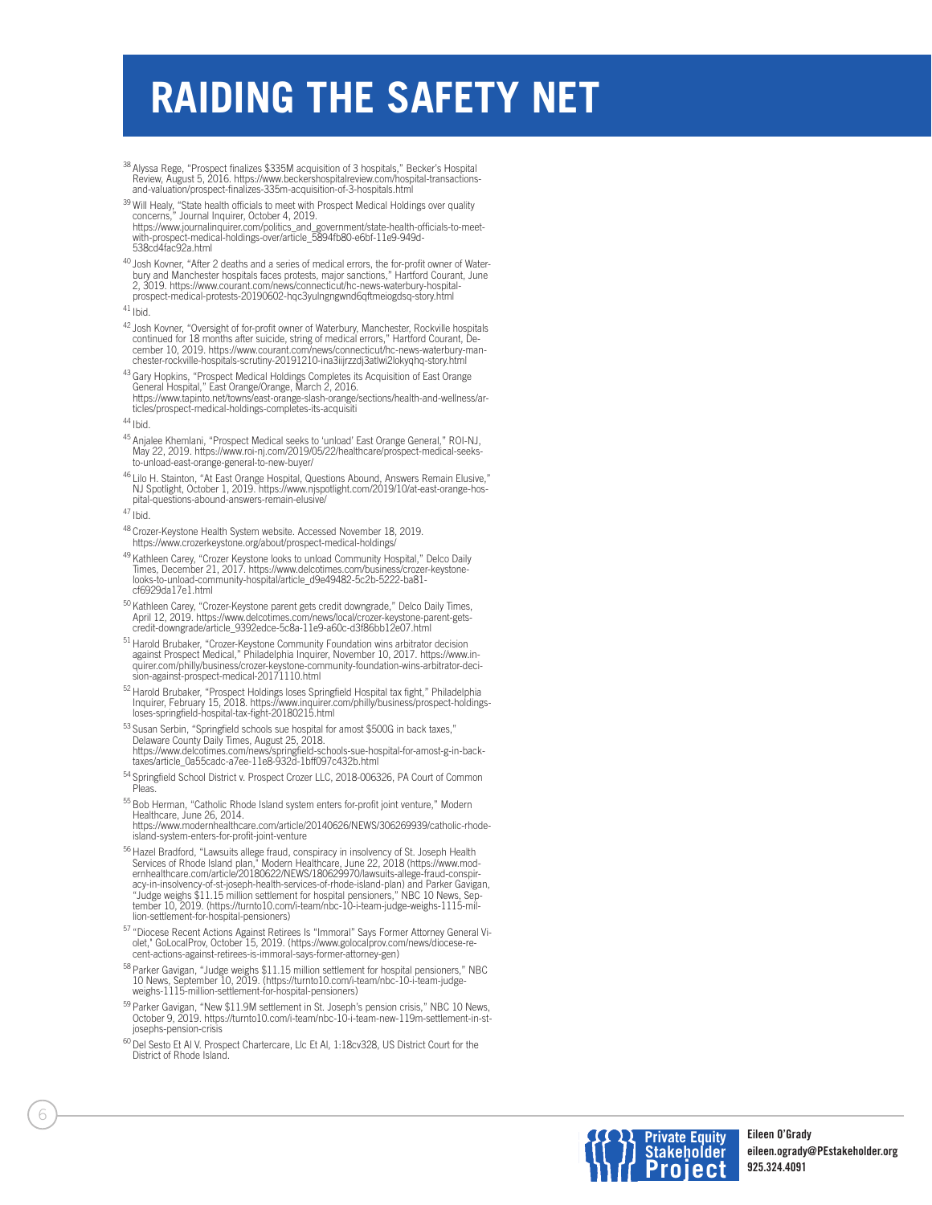[38] Alyssa Rege, "Prospect finalizes $335M acquisition of 3 hospitals," Becker's Hospital Review, August 5, 2016. https://www.beckershospitalreview.com/hospital-transactions-and-valuation/prospect-finalizes-335m-acquisition-of-3-hospitals.html

[39] Will Healy, "State health officials to meet with Prospect Medical Holdings over quality concerns," Journal Inquirer, October 4, 2019. https://www.journalinquirer.com/politics_and_government/state-health-officials-to-meet-with-prospect-medical-holdings-over/article_5894fb80-e6bf-11e9-949d-538cd4fac92a.html

[40] Josh Kovner, "After 2 deaths and a series of medical errors, the for-profit owner of Waterbury and Manchester hospitals faces protests, major sanctions," Hartford Courant, June 2, 3019. https://www.courant.com/news/connecticut/hc-news-waterbury-hospital-prospect-medical-protests-20190602-hqc3yulngngwnd6qftmeiogdsq-story.html

[41] Ibid.

[42] Josh Kovner, "Oversight of for-profit owner of Waterbury, Manchester, Rockville hospitals continued for 18 months after suicide, string of medical errors," Hartford Courant, December 10, 2019. https://www.courant.com/news/connecticut/hc-news-waterbury-manchester-rockville-hospitals-scrutiny-20191210-ina3iijrzzdj3atlwi2lokyqhq-story.html

[43] Gary Hopkins, "Prospect Medical Holdings Completes its Acquisition of East Orange General Hospital," East Orange/Orange, March 2, 2016. https://www.tapinto.net/towns/east-orange-slash-orange/sections/health-and-wellness/articles/prospect-medical-holdings-completes-its-acquisiti

[44] Ibid.

[45] Anjalee Khemlani, "Prospect Medical seeks to 'unload' East Orange General," ROI-NJ, May 22, 2019. https://www.roi-nj.com/2019/05/22/healthcare/prospect-medical-seeks-to-unload-east-orange-general-to-new-buyer/

[46] Lilo H. Stainton, "At East Orange Hospital, Questions Abound, Answers Remain Elusive," NJ Spotlight, October 1, 2019. https://www.njspotlight.com/2019/10/at-east-orange-hospital-questions-abound-answers-remain-elusive/

[47] Ibid.

[48] Crozer-Keystone Health System website. Accessed November 18, 2019. https://www.crozerkeystone.org/about/prospect-medical-holdings/

[49] Kathleen Carey, "Crozer Keystone looks to unload Community Hospital," Delco Daily Times, December 21, 2017. https://www.delcotimes.com/business/crozer-keystone-looks-to-unload-community-hospital/article_d9e49482-5c2b-5222-ba81-cf6929da17e1.html

[50] Kathleen Carey, "Crozer-Keystone parent gets credit downgrade," Delco Daily Times, April 12, 2019. https://www.delcotimes.com/news/local/crozer-keystone-parent-gets-credit-downgrade/article_9392edce-5c8a-11e9-a60c-d3f86bb12e07.html

[51] Harold Brubaker, "Crozer-Keystone Community Foundation wins arbitrator decision against Prospect Medical," Philadelphia Inquirer, November 10, 2017. https://www.inquirer.com/philly/business/crozer-keystone-community-foundation-wins-arbitrator-decision-against-prospect-medical-20171110.html

[52] Harold Brubaker, "Prospect Holdings loses Springfield Hospital tax fight," Philadelphia Inquirer, February 15, 2018. https://www.inquirer.com/philly/business/prospect-holdings-loses-springfield-hospital-tax-fight-20180215.html

[53] Susan Serbin, "Springfield schools sue hospital for amost $500G in back taxes," Delaware County Daily Times, August 25, 2018. https://www.delcotimes.com/news/springfield-schools-sue-hospital-for-amost-g-in-back-taxes/article_0a55cadc-a7ee-11e8-932d-1bff097c432b.html

[54] Springfield School District v. Prospect Crozer LLC, 2018-006326, PA Court of Common Pleas.

[55] Bob Herman, "Catholic Rhode Island system enters for-profit joint venture," Modern Healthcare, June 26, 2014. https://www.modernhealthcare.com/article/20140626/NEWS/306269939/catholic-rhode-island-system-enters-for-profit-joint-venture

[56] Hazel Bradford, "Lawsuits allege fraud, conspiracy in insolvency of St. Joseph Health Services of Rhode Island plan," Modern Healthcare, June 22, 2018 (https://www.modernhealthcare.com/article/20180622/NEWS/180629970/lawsuits-allege-fraud-conspiracy-in-insolvency-of-st-joseph-health-services-of-rhode-island-plan) and Parker Gavigan, "Judge weighs $11.15 million settlement for hospital pensioners," NBC 10 News, September 10, 2019. (https://turnto10.com/i-team/nbc-10-i-team-judge-weighs-1115-million-settlement-for-hospital-pensioners)

[57] "Diocese Recent Actions Against Retirees Is "Immoral" Says Former Attorney General Violet," GoLocalProv, October 15, 2019. (https://www.golocalprov.com/news/diocese-recent-actions-against-retirees-is-immoral-says-former-attorney-gen)

[58] Parker Gavigan, "Judge weighs $11.15 million settlement for hospital pensioners," NBC 10 News, September 10, 2019. (https://turnto10.com/i-team/nbc-10-i-team-judge-weighs-1115-million-settlement-for-hospital-pensioners)

[59] Parker Gavigan, "New $11.9M settlement in St. Joseph's pension crisis," NBC 10 News, October 9, 2019. https://turnto10.com/i-team/nbc-10-i-team-new-119m-settlement-in-st-josephs-pension-crisis

[60] Del Sesto Et Al V. Prospect Chartercare, Llc Et Al, 1:18cv328, US District Court for the District of Rhode Island.